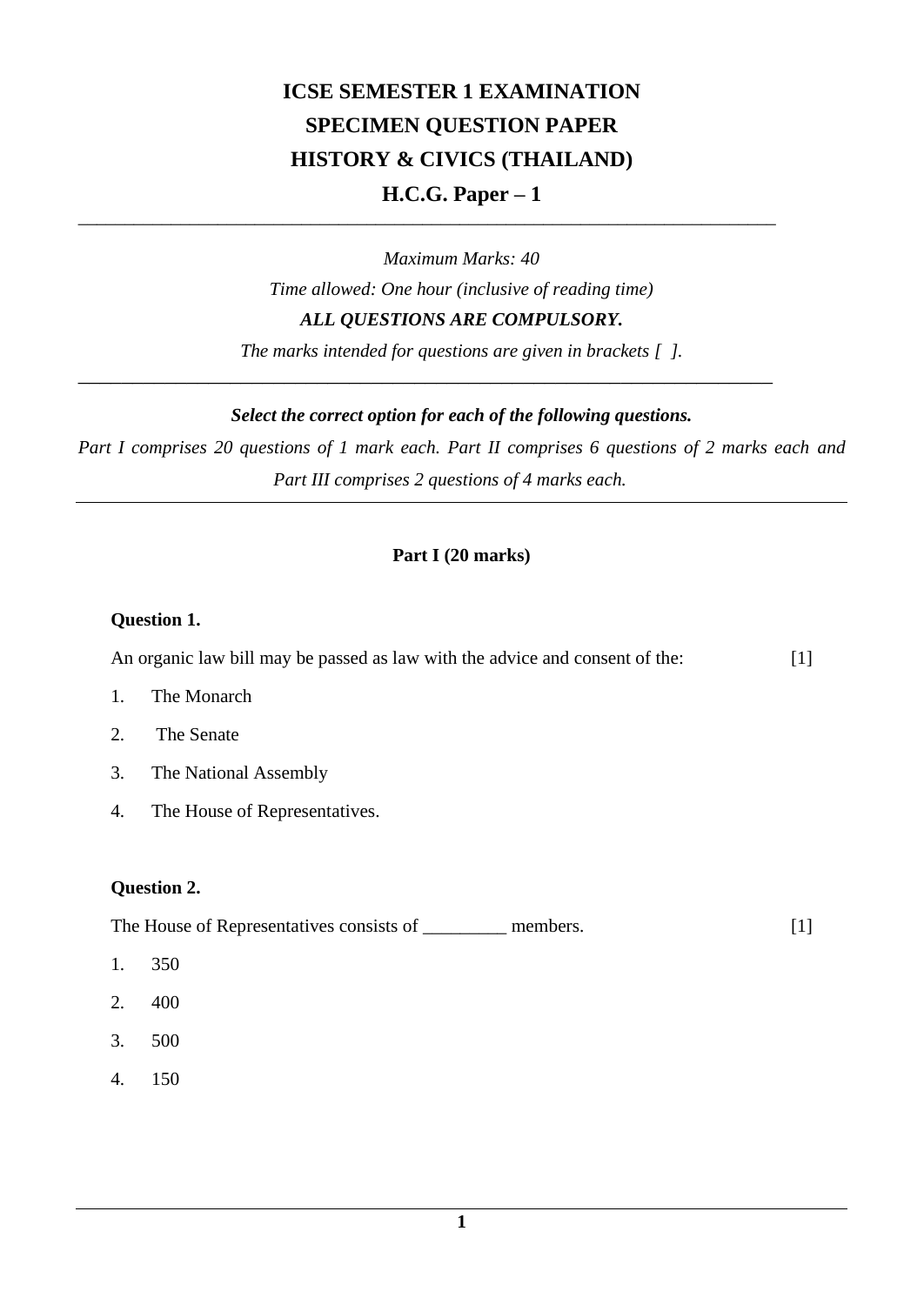# ICSE SEMESTER 1 EXAMINATION
# SPECIMEN QUESTION PAPER
# HISTORY & CIVICS (THAILAND)
## H.C.G. Paper – 1

---

*Maximum Marks: 40*

*Time allowed: One hour (inclusive of reading time)*

***ALL QUESTIONS ARE COMPULSORY.***

*The marks intended for questions are given in brackets [ ].*

---

***Select the correct option for each of the following questions.***

*Part I comprises 20 questions of 1 mark each. Part II comprises 6 questions of 2 marks each and Part III comprises 2 questions of 4 marks each.*

---

**Part I (20 marks)**

**Question 1.**

An organic law bill may be passed as law with the advice and consent of the: [1]

1. The Monarch
2. The Senate
3. The National Assembly
4. The House of Representatives.

**Question 2.**

The House of Representatives consists of _________ members. [1]

1. 350
2. 400
3. 500
4. 150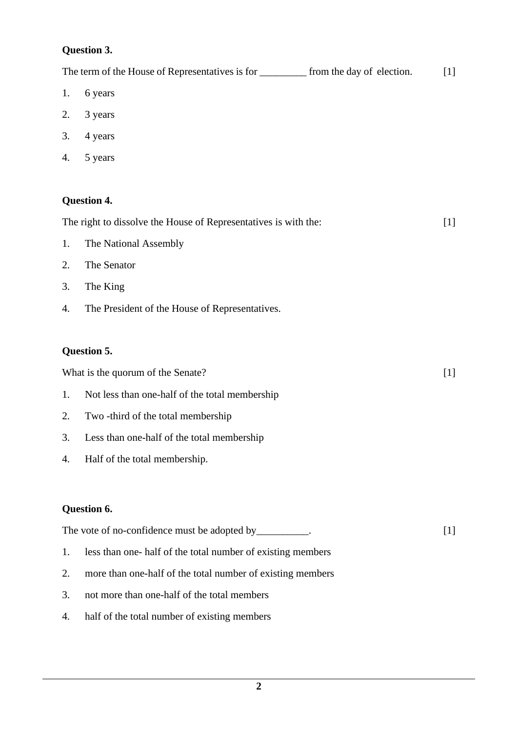**Question 3.**

The term of the House of Representatives is for _________ from the day of election. [1]

1. 6 years
2. 3 years
3. 4 years
4. 5 years

**Question 4.**

The right to dissolve the House of Representatives is with the: [1]

1. The National Assembly
2. The Senator
3. The King
4. The President of the House of Representatives.

**Question 5.**

What is the quorum of the Senate? [1]

1. Not less than one-half of the total membership
2. Two -third of the total membership
3. Less than one-half of the total membership
4. Half of the total membership.

**Question 6.**

The vote of no-confidence must be adopted by__________. [1]

1. less than one- half of the total number of existing members
2. more than one-half of the total number of existing members
3. not more than one-half of the total members
4. half of the total number of existing members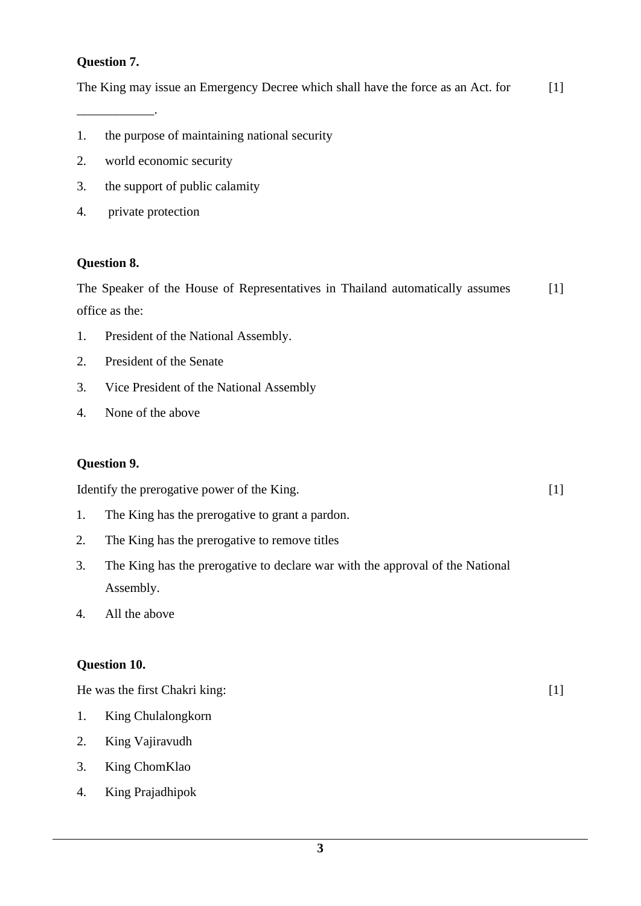**Question 7.**

The King may issue an Emergency Decree which shall have the force as an Act. for ____________. [1]

1. the purpose of maintaining national security
2. world economic security
3. the support of public calamity
4. private protection

**Question 8.**

The Speaker of the House of Representatives in Thailand automatically assumes office as the: [1]

1. President of the National Assembly.
2. President of the Senate
3. Vice President of the National Assembly
4. None of the above

**Question 9.**

Identify the prerogative power of the King. [1]

1. The King has the prerogative to grant a pardon.
2. The King has the prerogative to remove titles
3. The King has the prerogative to declare war with the approval of the National Assembly.
4. All the above

**Question 10.**

He was the first Chakri king: [1]

1. King Chulalongkorn
2. King Vajiravudh
3. King ChomKlao
4. King Prajadhipok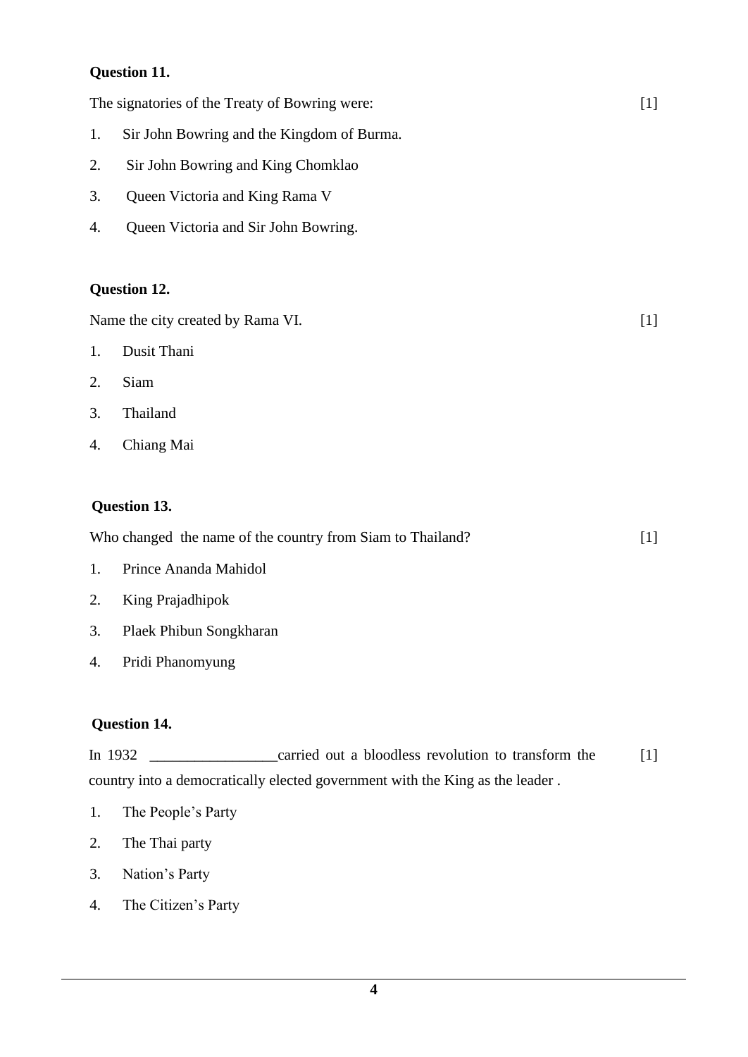**Question 11.**

The signatories of the Treaty of Bowring were: [1]

1. Sir John Bowring and the Kingdom of Burma.
2. Sir John Bowring and King Chomklao
3. Queen Victoria and King Rama V
4. Queen Victoria and Sir John Bowring.

**Question 12.**

Name the city created by Rama VI. [1]

1. Dusit Thani
2. Siam
3. Thailand
4. Chiang Mai

**Question 13.**

Who changed the name of the country from Siam to Thailand? [1]

1. Prince Ananda Mahidol
2. King Prajadhipok
3. Plaek Phibun Songkharan
4. Pridi Phanomyung

**Question 14.**

In 1932 _________________carried out a bloodless revolution to transform the country into a democratically elected government with the King as the leader . [1]

1. The People's Party
2. The Thai party
3. Nation's Party
4. The Citizen's Party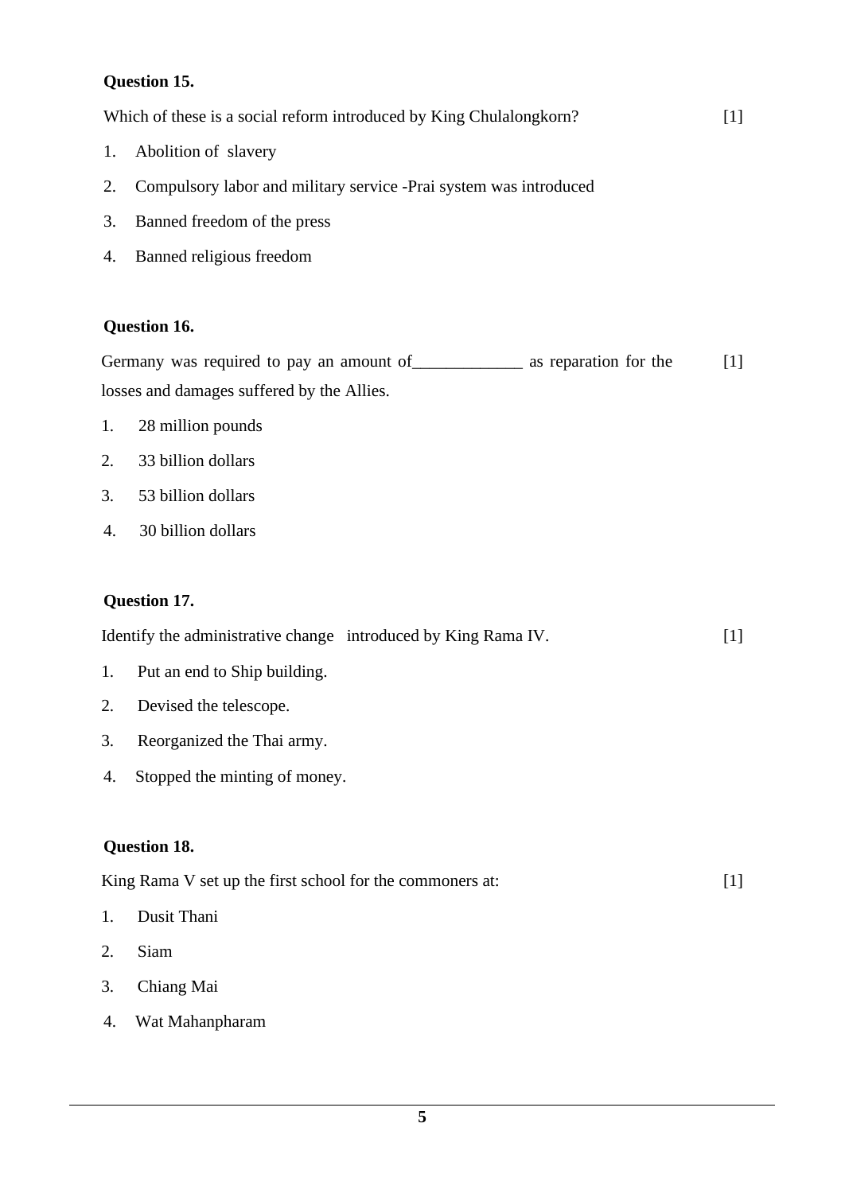**Question 15.**

Which of these is a social reform introduced by King Chulalongkorn? [1]

1. Abolition of slavery
2. Compulsory labor and military service -Prai system was introduced
3. Banned freedom of the press
4. Banned religious freedom

**Question 16.**

Germany was required to pay an amount of_____________ as reparation for the losses and damages suffered by the Allies. [1]

1. 28 million pounds
2. 33 billion dollars
3. 53 billion dollars
4. 30 billion dollars

**Question 17.**

Identify the administrative change introduced by King Rama IV. [1]

1. Put an end to Ship building.
2. Devised the telescope.
3. Reorganized the Thai army.
4. Stopped the minting of money.

**Question 18.**

King Rama V set up the first school for the commoners at: [1]

1. Dusit Thani
2. Siam
3. Chiang Mai
4. Wat Mahanpharam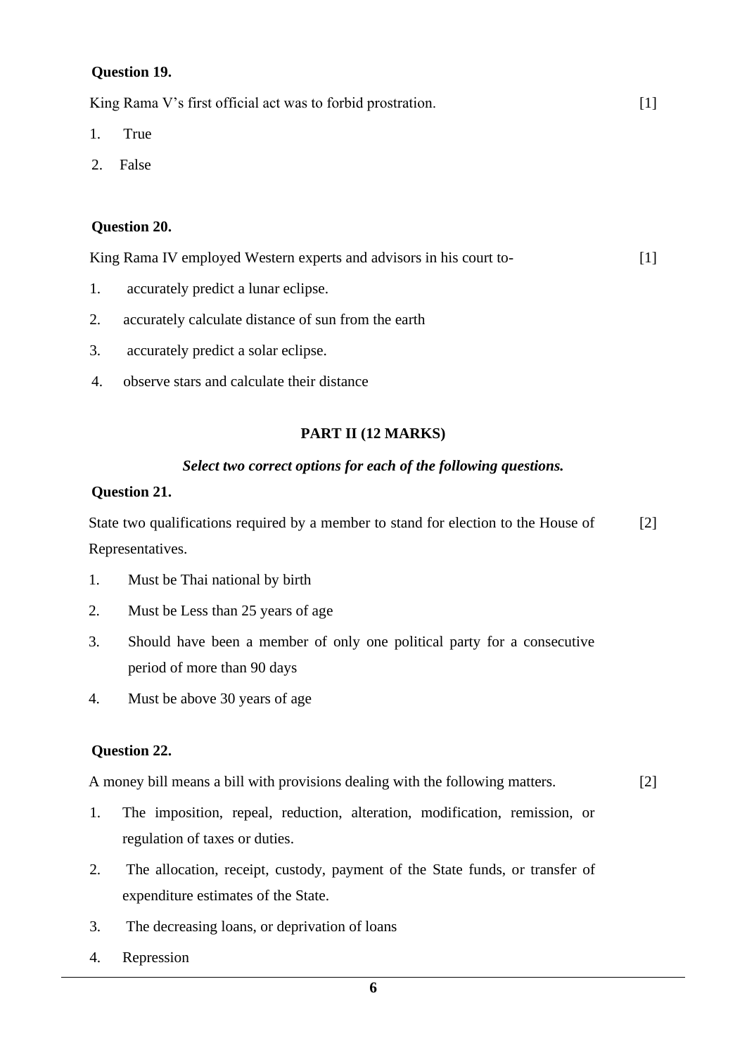**Question 19.**

King Rama V's first official act was to forbid prostration. [1]

1. True
2. False

**Question 20.**

King Rama IV employed Western experts and advisors in his court to- [1]

1. accurately predict a lunar eclipse.
2. accurately calculate distance of sun from the earth
3. accurately predict a solar eclipse.
4. observe stars and calculate their distance

## PART II (12 MARKS)

***Select two correct options for each of the following questions.***

**Question 21.**

State two qualifications required by a member to stand for election to the House of Representatives. [2]

1. Must be Thai national by birth
2. Must be Less than 25 years of age
3. Should have been a member of only one political party for a consecutive period of more than 90 days
4. Must be above 30 years of age

**Question 22.**

A money bill means a bill with provisions dealing with the following matters. [2]

1. The imposition, repeal, reduction, alteration, modification, remission, or regulation of taxes or duties.
2. The allocation, receipt, custody, payment of the State funds, or transfer of expenditure estimates of the State.
3. The decreasing loans, or deprivation of loans
4. Repression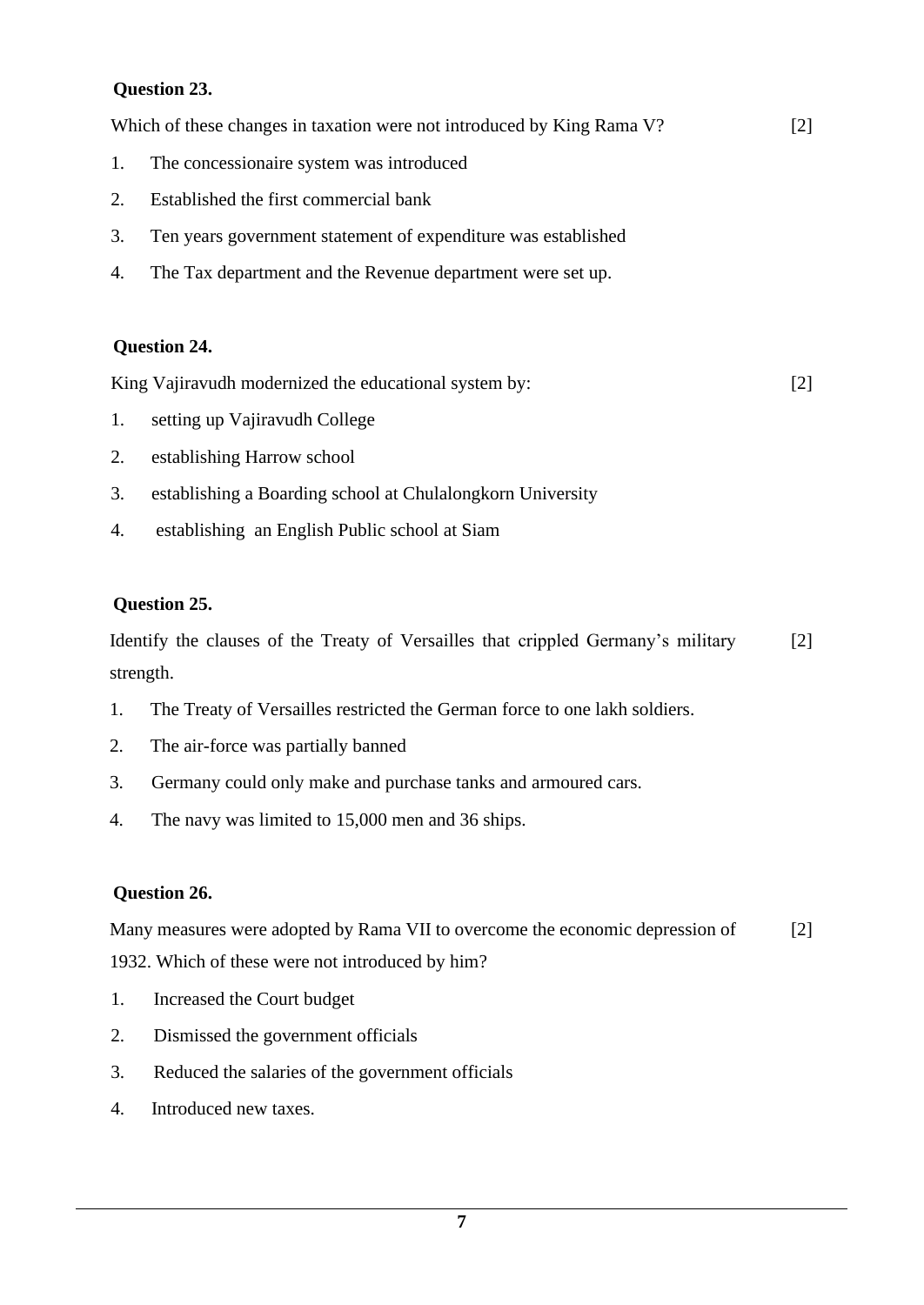**Question 23.**

Which of these changes in taxation were not introduced by King Rama V? [2]

1. The concessionaire system was introduced
2. Established the first commercial bank
3. Ten years government statement of expenditure was established
4. The Tax department and the Revenue department were set up.

**Question 24.**

King Vajiravudh modernized the educational system by: [2]

1. setting up Vajiravudh College
2. establishing Harrow school
3. establishing a Boarding school at Chulalongkorn University
4. establishing an English Public school at Siam

**Question 25.**

Identify the clauses of the Treaty of Versailles that crippled Germany's military strength. [2]

1. The Treaty of Versailles restricted the German force to one lakh soldiers.
2. The air-force was partially banned
3. Germany could only make and purchase tanks and armoured cars.
4. The navy was limited to 15,000 men and 36 ships.

**Question 26.**

Many measures were adopted by Rama VII to overcome the economic depression of 1932. Which of these were not introduced by him? [2]

1. Increased the Court budget
2. Dismissed the government officials
3. Reduced the salaries of the government officials
4. Introduced new taxes.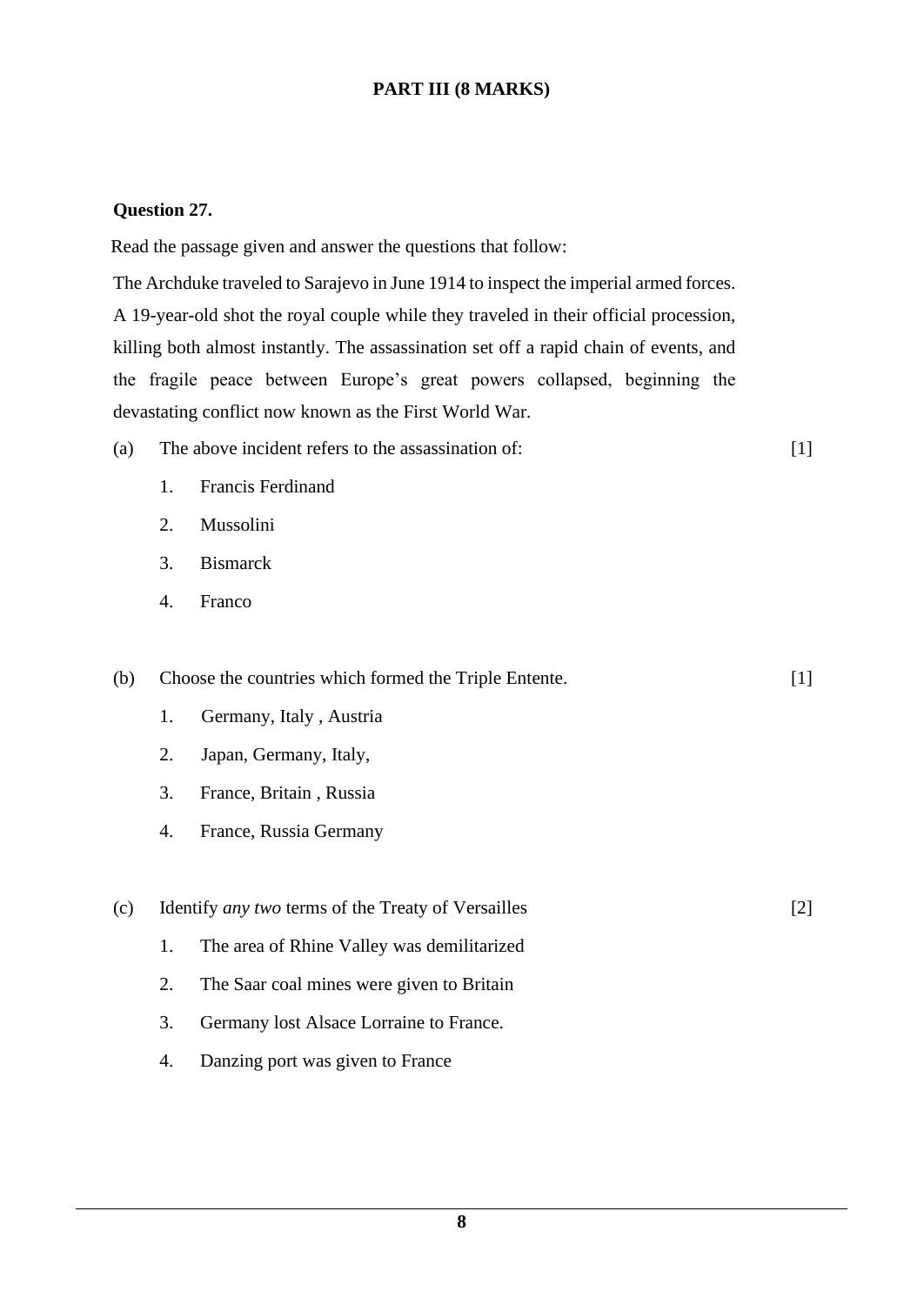**PART III (8 MARKS)**

**Question 27.**

Read the passage given and answer the questions that follow:

The Archduke traveled to Sarajevo in June 1914 to inspect the imperial armed forces. A 19-year-old shot the royal couple while they traveled in their official procession, killing both almost instantly. The assassination set off a rapid chain of events, and the fragile peace between Europe's great powers collapsed, beginning the devastating conflict now known as the First World War.

(a) The above incident refers to the assassination of: [1]

1. Francis Ferdinand
2. Mussolini
3. Bismarck
4. Franco

(b) Choose the countries which formed the Triple Entente. [1]

1. Germany, Italy , Austria
2. Japan, Germany, Italy,
3. France, Britain , Russia
4. France, Russia Germany

(c) Identify *any two* terms of the Treaty of Versailles [2]

1. The area of Rhine Valley was demilitarized
2. The Saar coal mines were given to Britain
3. Germany lost Alsace Lorraine to France.
4. Danzing port was given to France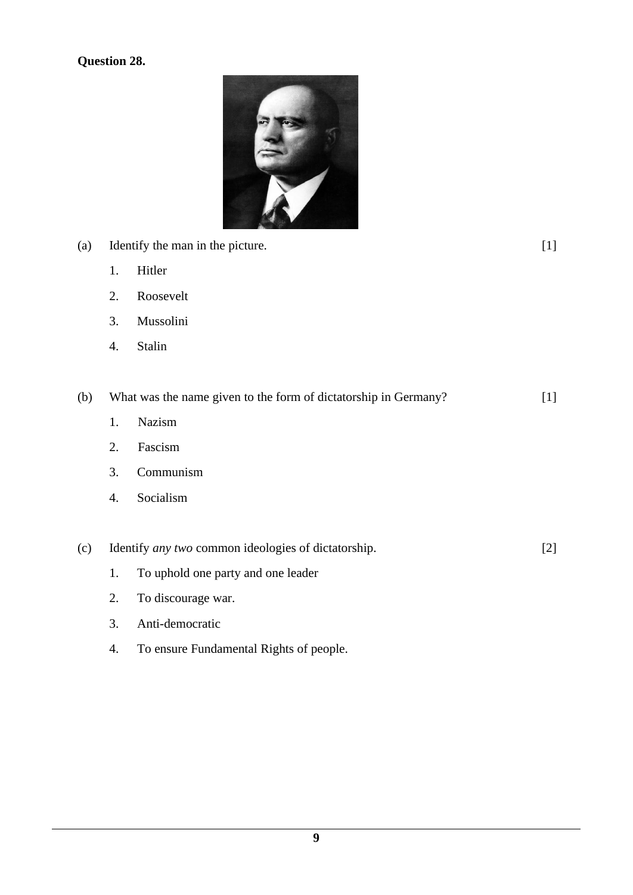**Question 28.**

(a) Identify the man in the picture. [1]

1. Hitler
2. Roosevelt
3. Mussolini
4. Stalin

(b) What was the name given to the form of dictatorship in Germany? [1]

1. Nazism
2. Fascism
3. Communism
4. Socialism

(c) Identify *any two* common ideologies of dictatorship. [2]

1. To uphold one party and one leader
2. To discourage war.
3. Anti-democratic
4. To ensure Fundamental Rights of people.